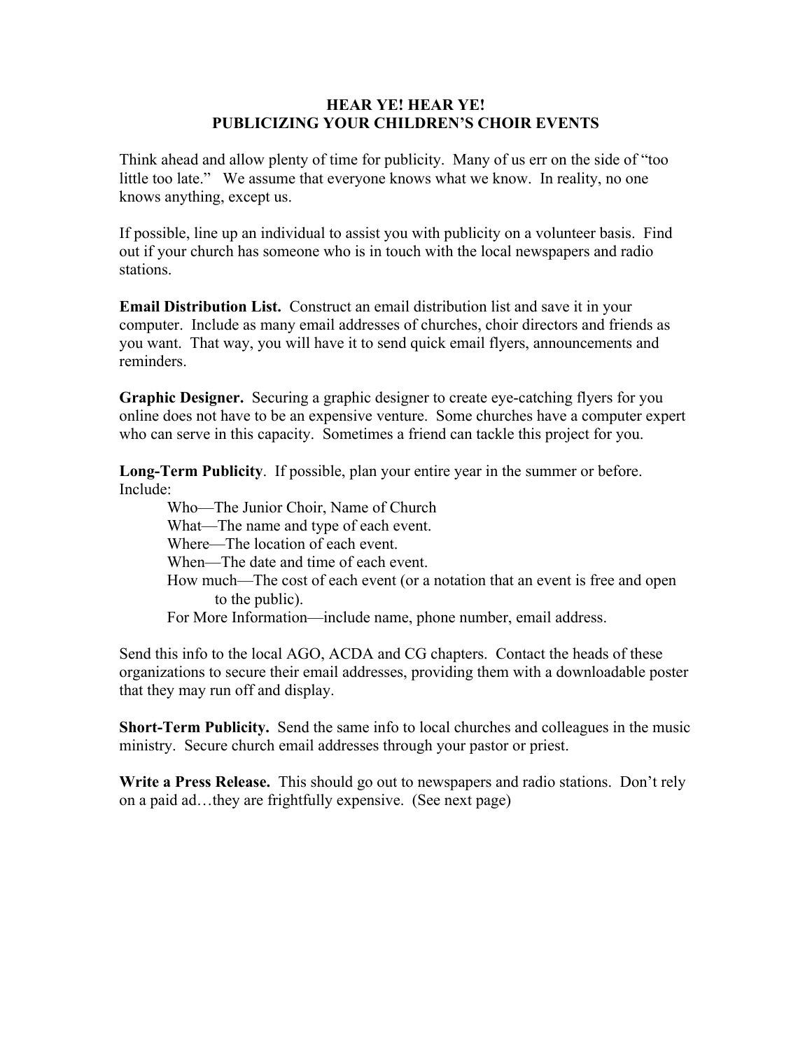# HEAR YE! HEAR YE!
# PUBLICIZING YOUR CHILDREN'S CHOIR EVENTS

Think ahead and allow plenty of time for publicity. Many of us err on the side of "too little too late." We assume that everyone knows what we know. In reality, no one knows anything, except us.

If possible, line up an individual to assist you with publicity on a volunteer basis. Find out if your church has someone who is in touch with the local newspapers and radio stations.

**Email Distribution List.** Construct an email distribution list and save it in your computer. Include as many email addresses of churches, choir directors and friends as you want. That way, you will have it to send quick email flyers, announcements and reminders.

**Graphic Designer.** Securing a graphic designer to create eye-catching flyers for you online does not have to be an expensive venture. Some churches have a computer expert who can serve in this capacity. Sometimes a friend can tackle this project for you.

**Long-Term Publicity**. If possible, plan your entire year in the summer or before. Include:

- Who—The Junior Choir, Name of Church
- What—The name and type of each event.
- Where—The location of each event.
- When—The date and time of each event.
- How much—The cost of each event (or a notation that an event is free and open to the public).
- For More Information—include name, phone number, email address.

Send this info to the local AGO, ACDA and CG chapters. Contact the heads of these organizations to secure their email addresses, providing them with a downloadable poster that they may run off and display.

**Short-Term Publicity.** Send the same info to local churches and colleagues in the music ministry. Secure church email addresses through your pastor or priest.

**Write a Press Release.** This should go out to newspapers and radio stations. Don't rely on a paid ad…they are frightfully expensive. (See next page)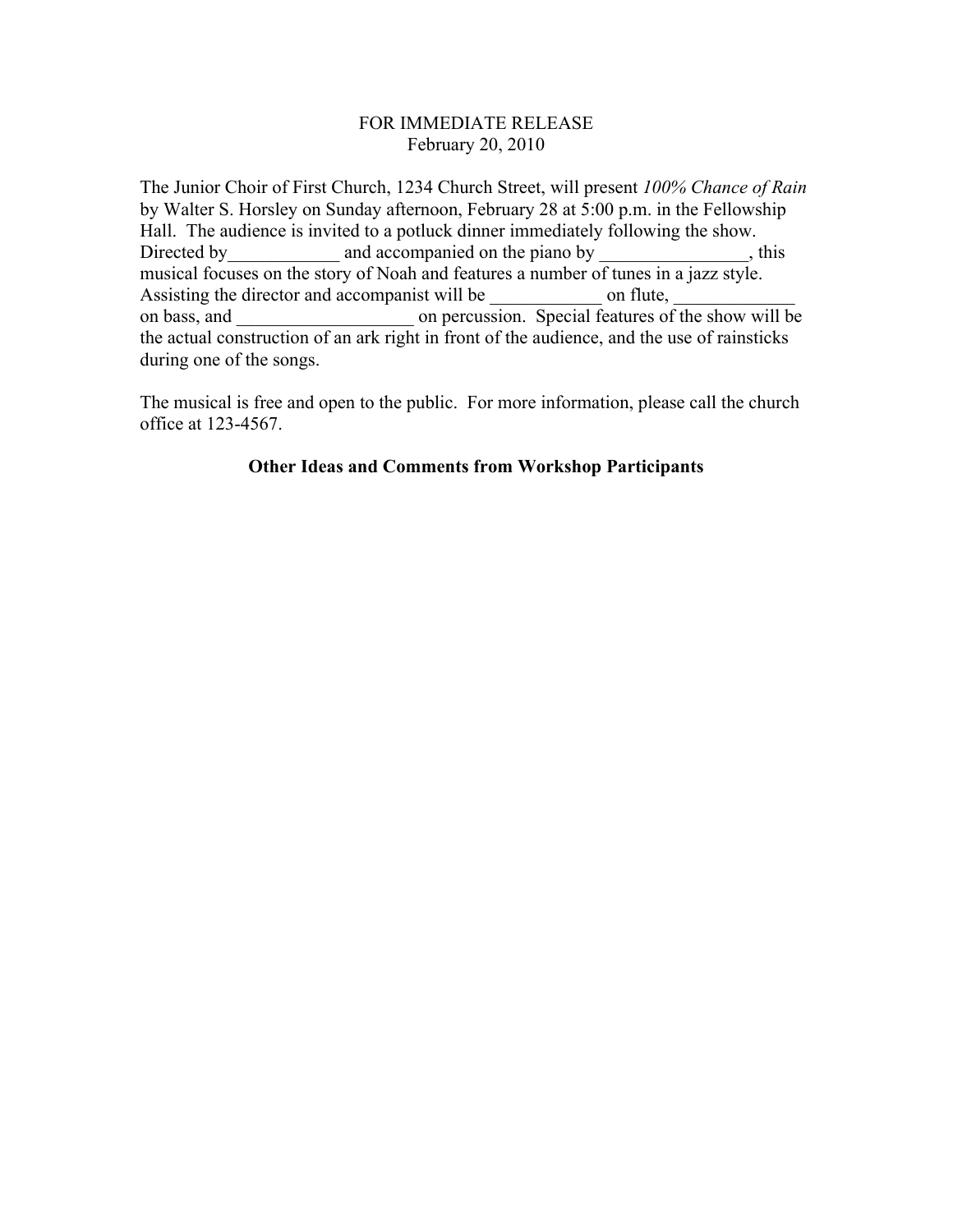FOR IMMEDIATE RELEASE
February 20, 2010

The Junior Choir of First Church, 1234 Church Street, will present *100% Chance of Rain* by Walter S. Horsley on Sunday afternoon, February 28 at 5:00 p.m. in the Fellowship Hall. The audience is invited to a potluck dinner immediately following the show. Directed by____________ and accompanied on the piano by ________________, this musical focuses on the story of Noah and features a number of tunes in a jazz style. Assisting the director and accompanist will be ____________ on flute, _____________ on bass, and ___________________ on percussion. Special features of the show will be the actual construction of an ark right in front of the audience, and the use of rainsticks during one of the songs.

The musical is free and open to the public. For more information, please call the church office at 123-4567.

**Other Ideas and Comments from Workshop Participants**